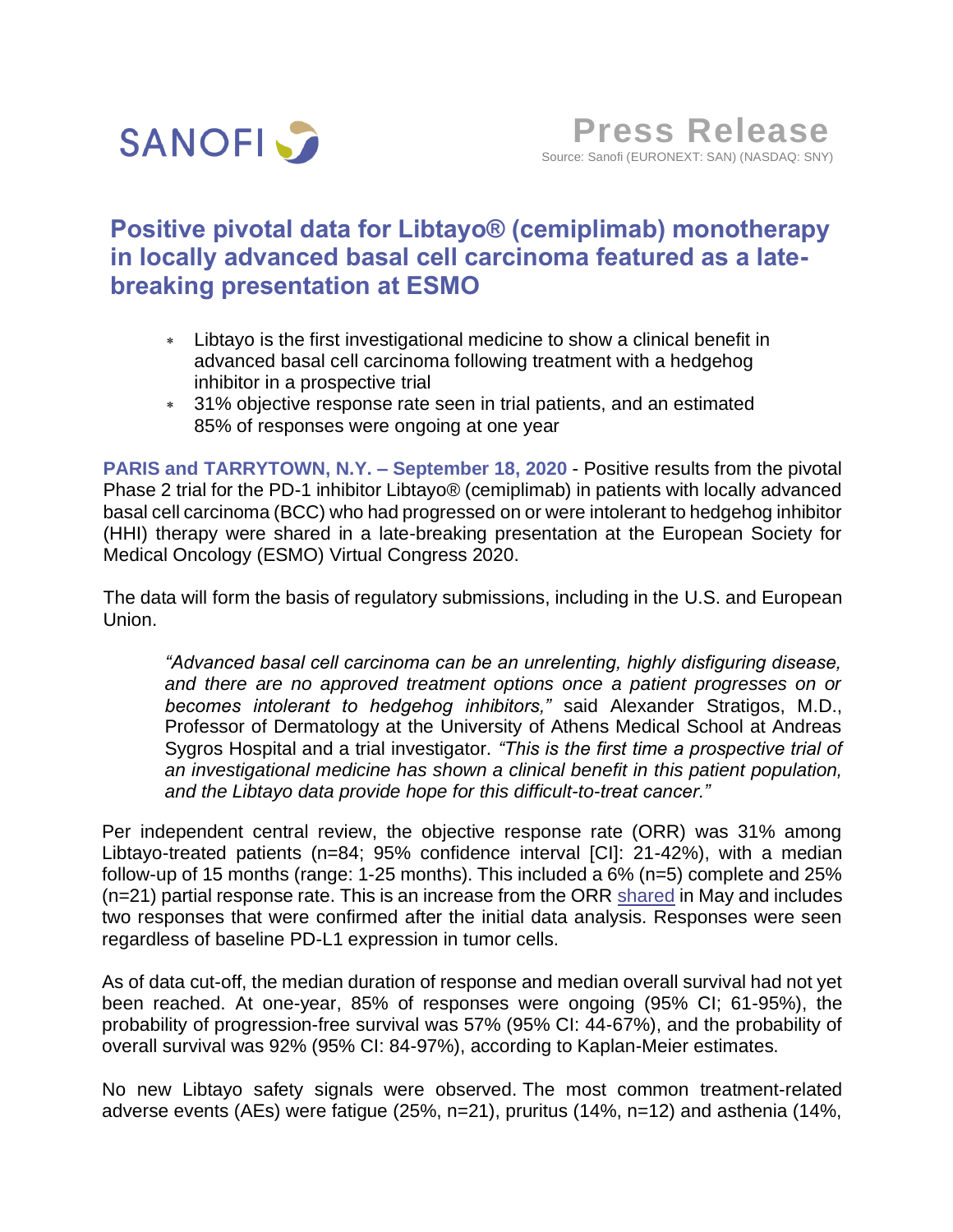SANOFI

**Press Release**

Source: Sanofi (EURONEXT: SAN) (NASDAQ: SNY)

# Positive pivotal data for Libtayo® (cemiplimab) monotherapy in locally advanced basal cell carcinoma featured as a late-breaking presentation at ESMO

- Libtayo is the first investigational medicine to show a clinical benefit in advanced basal cell carcinoma following treatment with a hedgehog inhibitor in a prospective trial
- 31% objective response rate seen in trial patients, and an estimated 85% of responses were ongoing at one year

**PARIS and TARRYTOWN, N.Y. – September 18, 2020** - Positive results from the pivotal Phase 2 trial for the PD-1 inhibitor Libtayo® (cemiplimab) in patients with locally advanced basal cell carcinoma (BCC) who had progressed on or were intolerant to hedgehog inhibitor (HHI) therapy were shared in a late-breaking presentation at the European Society for Medical Oncology (ESMO) Virtual Congress 2020.

The data will form the basis of regulatory submissions, including in the U.S. and European Union.

> *"Advanced basal cell carcinoma can be an unrelenting, highly disfiguring disease, and there are no approved treatment options once a patient progresses on or becomes intolerant to hedgehog inhibitors,"* said Alexander Stratigos, M.D., Professor of Dermatology at the University of Athens Medical School at Andreas Sygros Hospital and a trial investigator. *"This is the first time a prospective trial of an investigational medicine has shown a clinical benefit in this patient population, and the Libtayo data provide hope for this difficult-to-treat cancer."*

Per independent central review, the objective response rate (ORR) was 31% among Libtayo-treated patients (n=84; 95% confidence interval [CI]: 21-42%), with a median follow-up of 15 months (range: 1-25 months). This included a 6% (n=5) complete and 25% (n=21) partial response rate. This is an increase from the ORR shared in May and includes two responses that were confirmed after the initial data analysis. Responses were seen regardless of baseline PD-L1 expression in tumor cells.

As of data cut-off, the median duration of response and median overall survival had not yet been reached. At one-year, 85% of responses were ongoing (95% CI; 61-95%), the probability of progression-free survival was 57% (95% CI: 44-67%), and the probability of overall survival was 92% (95% CI: 84-97%), according to Kaplan-Meier estimates.

No new Libtayo safety signals were observed. The most common treatment-related adverse events (AEs) were fatigue (25%, n=21), pruritus (14%, n=12) and asthenia (14%,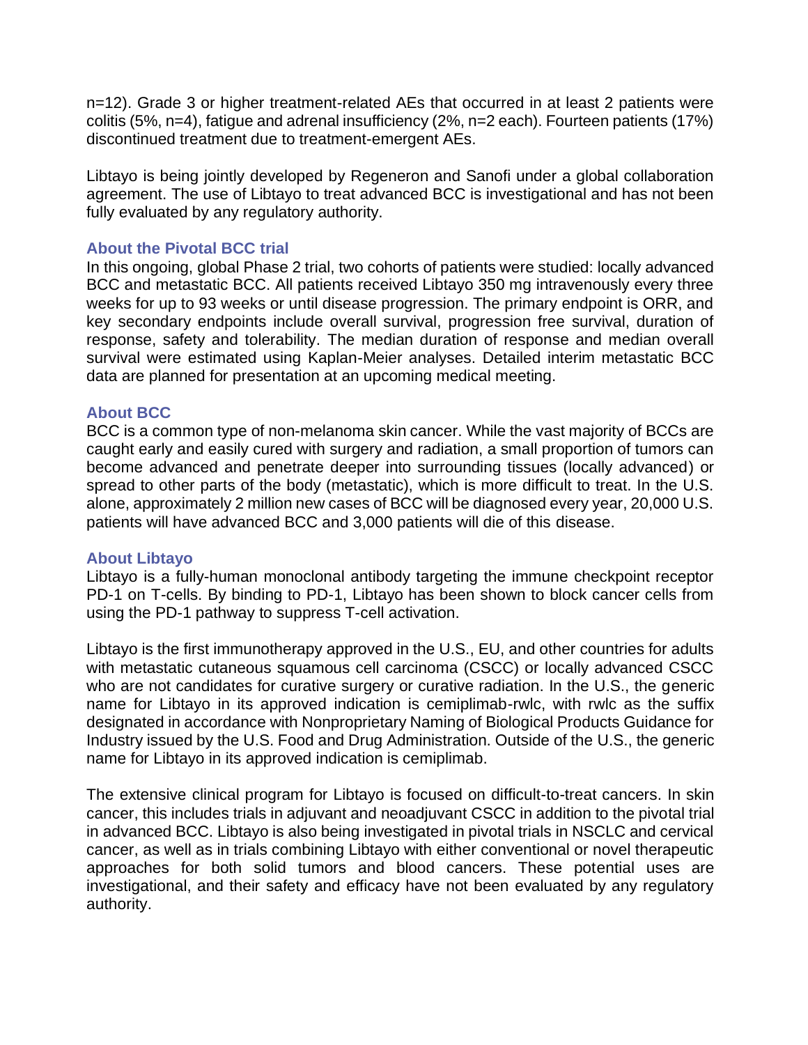n=12). Grade 3 or higher treatment-related AEs that occurred in at least 2 patients were colitis (5%, n=4), fatigue and adrenal insufficiency (2%, n=2 each). Fourteen patients (17%) discontinued treatment due to treatment-emergent AEs.

Libtayo is being jointly developed by Regeneron and Sanofi under a global collaboration agreement. The use of Libtayo to treat advanced BCC is investigational and has not been fully evaluated by any regulatory authority.

### About the Pivotal BCC trial

In this ongoing, global Phase 2 trial, two cohorts of patients were studied: locally advanced BCC and metastatic BCC. All patients received Libtayo 350 mg intravenously every three weeks for up to 93 weeks or until disease progression. The primary endpoint is ORR, and key secondary endpoints include overall survival, progression free survival, duration of response, safety and tolerability. The median duration of response and median overall survival were estimated using Kaplan-Meier analyses. Detailed interim metastatic BCC data are planned for presentation at an upcoming medical meeting.

### About BCC

BCC is a common type of non-melanoma skin cancer. While the vast majority of BCCs are caught early and easily cured with surgery and radiation, a small proportion of tumors can become advanced and penetrate deeper into surrounding tissues (locally advanced) or spread to other parts of the body (metastatic), which is more difficult to treat. In the U.S. alone, approximately 2 million new cases of BCC will be diagnosed every year, 20,000 U.S. patients will have advanced BCC and 3,000 patients will die of this disease.

### About Libtayo

Libtayo is a fully-human monoclonal antibody targeting the immune checkpoint receptor PD-1 on T-cells. By binding to PD-1, Libtayo has been shown to block cancer cells from using the PD-1 pathway to suppress T-cell activation.

Libtayo is the first immunotherapy approved in the U.S., EU, and other countries for adults with metastatic cutaneous squamous cell carcinoma (CSCC) or locally advanced CSCC who are not candidates for curative surgery or curative radiation. In the U.S., the generic name for Libtayo in its approved indication is cemiplimab-rwlc, with rwlc as the suffix designated in accordance with Nonproprietary Naming of Biological Products Guidance for Industry issued by the U.S. Food and Drug Administration. Outside of the U.S., the generic name for Libtayo in its approved indication is cemiplimab.

The extensive clinical program for Libtayo is focused on difficult-to-treat cancers. In skin cancer, this includes trials in adjuvant and neoadjuvant CSCC in addition to the pivotal trial in advanced BCC. Libtayo is also being investigated in pivotal trials in NSCLC and cervical cancer, as well as in trials combining Libtayo with either conventional or novel therapeutic approaches for both solid tumors and blood cancers. These potential uses are investigational, and their safety and efficacy have not been evaluated by any regulatory authority.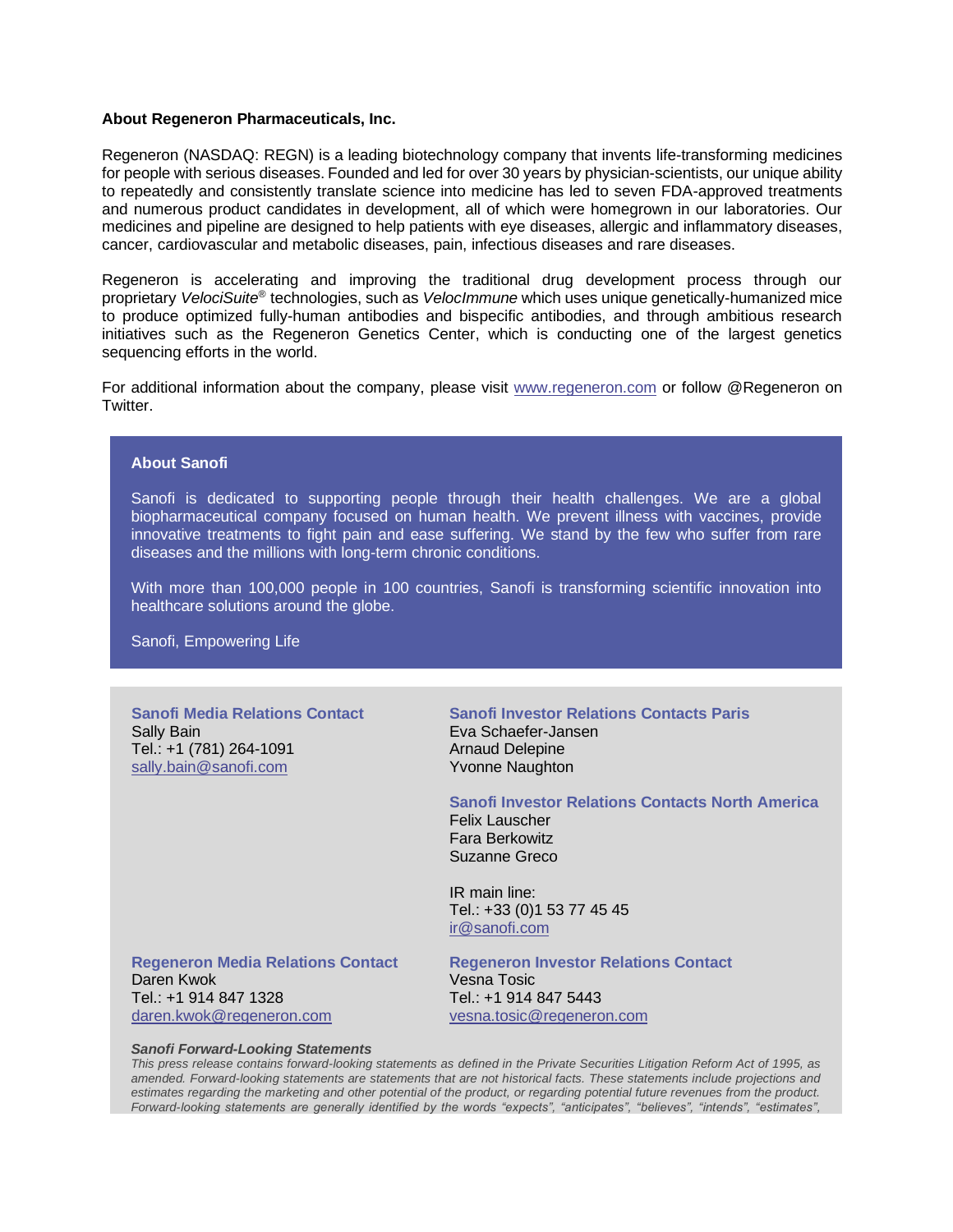**About Regeneron Pharmaceuticals, Inc.**

Regeneron (NASDAQ: REGN) is a leading biotechnology company that invents life-transforming medicines for people with serious diseases. Founded and led for over 30 years by physician-scientists, our unique ability to repeatedly and consistently translate science into medicine has led to seven FDA-approved treatments and numerous product candidates in development, all of which were homegrown in our laboratories. Our medicines and pipeline are designed to help patients with eye diseases, allergic and inflammatory diseases, cancer, cardiovascular and metabolic diseases, pain, infectious diseases and rare diseases.

Regeneron is accelerating and improving the traditional drug development process through our proprietary *VelociSuite*® technologies, such as *VelocImmune* which uses unique genetically-humanized mice to produce optimized fully-human antibodies and bispecific antibodies, and through ambitious research initiatives such as the Regeneron Genetics Center, which is conducting one of the largest genetics sequencing efforts in the world.

For additional information about the company, please visit [www.regeneron.com](http://www.regeneron.com) or follow @Regeneron on Twitter.

**About Sanofi**

Sanofi is dedicated to supporting people through their health challenges. We are a global biopharmaceutical company focused on human health. We prevent illness with vaccines, provide innovative treatments to fight pain and ease suffering. We stand by the few who suffer from rare diseases and the millions with long-term chronic conditions.

With more than 100,000 people in 100 countries, Sanofi is transforming scientific innovation into healthcare solutions around the globe.

Sanofi, Empowering Life

**Sanofi Media Relations Contact**
Sally Bain
Tel.: +1 (781) 264-1091
sally.bain@sanofi.com

**Sanofi Investor Relations Contacts Paris**
Eva Schaefer-Jansen
Arnaud Delepine
Yvonne Naughton

**Sanofi Investor Relations Contacts North America**
Felix Lauscher
Fara Berkowitz
Suzanne Greco

IR main line:
Tel.: +33 (0)1 53 77 45 45
ir@sanofi.com

**Regeneron Media Relations Contact**
Daren Kwok
Tel.: +1 914 847 1328
daren.kwok@regeneron.com

**Regeneron Investor Relations Contact**
Vesna Tosic
Tel.: +1 914 847 5443
vesna.tosic@regeneron.com

***Sanofi Forward-Looking Statements***

*This press release contains forward-looking statements as defined in the Private Securities Litigation Reform Act of 1995, as amended. Forward-looking statements are statements that are not historical facts. These statements include projections and estimates regarding the marketing and other potential of the product, or regarding potential future revenues from the product. Forward-looking statements are generally identified by the words "expects", "anticipates", "believes", "intends", "estimates",*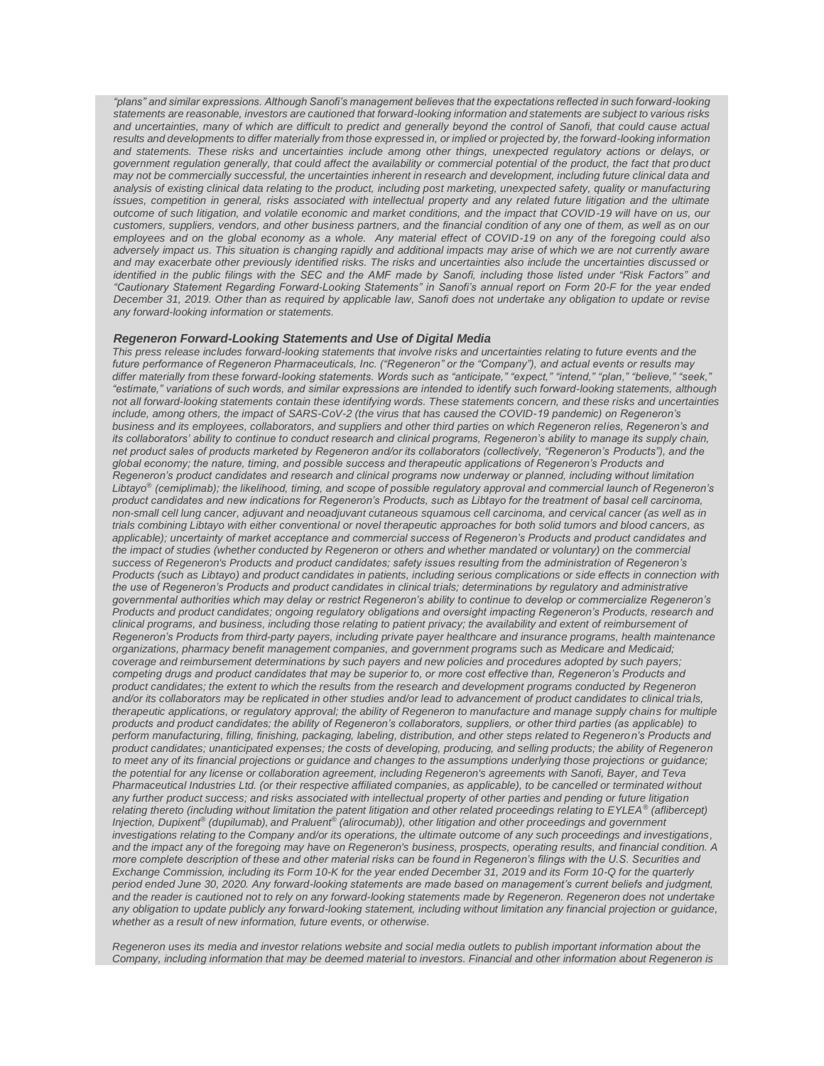*“plans” and similar expressions. Although Sanofi’s management believes that the expectations reflected in such forward-looking statements are reasonable, investors are cautioned that forward-looking information and statements are subject to various risks and uncertainties, many of which are difficult to predict and generally beyond the control of Sanofi, that could cause actual results and developments to differ materially from those expressed in, or implied or projected by, the forward-looking information and statements. These risks and uncertainties include among other things, unexpected regulatory actions or delays, or government regulation generally, that could affect the availability or commercial potential of the product, the fact that product may not be commercially successful, the uncertainties inherent in research and development, including future clinical data and analysis of existing clinical data relating to the product, including post marketing, unexpected safety, quality or manufacturing issues, competition in general, risks associated with intellectual property and any related future litigation and the ultimate outcome of such litigation, and volatile economic and market conditions, and the impact that COVID-19 will have on us, our customers, suppliers, vendors, and other business partners, and the financial condition of any one of them, as well as on our employees and on the global economy as a whole. Any material effect of COVID-19 on any of the foregoing could also adversely impact us. This situation is changing rapidly and additional impacts may arise of which we are not currently aware and may exacerbate other previously identified risks. The risks and uncertainties also include the uncertainties discussed or identified in the public filings with the SEC and the AMF made by Sanofi, including those listed under “Risk Factors” and “Cautionary Statement Regarding Forward-Looking Statements” in Sanofi’s annual report on Form 20-F for the year ended December 31, 2019. Other than as required by applicable law, Sanofi does not undertake any obligation to update or revise any forward-looking information or statements.*

***Regeneron Forward-Looking Statements and Use of Digital Media***

*This press release includes forward-looking statements that involve risks and uncertainties relating to future events and the future performance of Regeneron Pharmaceuticals, Inc. (“Regeneron” or the “Company”), and actual events or results may differ materially from these forward-looking statements. Words such as “anticipate,” “expect,” “intend,” “plan,” “believe,” “seek,” “estimate,” variations of such words, and similar expressions are intended to identify such forward-looking statements, although not all forward-looking statements contain these identifying words. These statements concern, and these risks and uncertainties include, among others, the impact of SARS-CoV-2 (the virus that has caused the COVID-19 pandemic) on Regeneron’s business and its employees, collaborators, and suppliers and other third parties on which Regeneron relies, Regeneron’s and its collaborators’ ability to continue to conduct research and clinical programs, Regeneron’s ability to manage its supply chain, net product sales of products marketed by Regeneron and/or its collaborators (collectively, “Regeneron’s Products”), and the global economy; the nature, timing, and possible success and therapeutic applications of Regeneron’s Products and Regeneron’s product candidates and research and clinical programs now underway or planned, including without limitation Libtayo® (cemiplimab); the likelihood, timing, and scope of possible regulatory approval and commercial launch of Regeneron’s product candidates and new indications for Regeneron’s Products, such as Libtayo for the treatment of basal cell carcinoma, non-small cell lung cancer, adjuvant and neoadjuvant cutaneous squamous cell carcinoma, and cervical cancer (as well as in trials combining Libtayo with either conventional or novel therapeutic approaches for both solid tumors and blood cancers, as applicable); uncertainty of market acceptance and commercial success of Regeneron’s Products and product candidates and the impact of studies (whether conducted by Regeneron or others and whether mandated or voluntary) on the commercial success of Regeneron's Products and product candidates; safety issues resulting from the administration of Regeneron’s Products (such as Libtayo) and product candidates in patients, including serious complications or side effects in connection with the use of Regeneron’s Products and product candidates in clinical trials; determinations by regulatory and administrative governmental authorities which may delay or restrict Regeneron’s ability to continue to develop or commercialize Regeneron’s Products and product candidates; ongoing regulatory obligations and oversight impacting Regeneron’s Products, research and clinical programs, and business, including those relating to patient privacy; the availability and extent of reimbursement of Regeneron’s Products from third-party payers, including private payer healthcare and insurance programs, health maintenance organizations, pharmacy benefit management companies, and government programs such as Medicare and Medicaid; coverage and reimbursement determinations by such payers and new policies and procedures adopted by such payers; competing drugs and product candidates that may be superior to, or more cost effective than, Regeneron’s Products and product candidates; the extent to which the results from the research and development programs conducted by Regeneron and/or its collaborators may be replicated in other studies and/or lead to advancement of product candidates to clinical trials, therapeutic applications, or regulatory approval; the ability of Regeneron to manufacture and manage supply chains for multiple products and product candidates; the ability of Regeneron’s collaborators, suppliers, or other third parties (as applicable) to perform manufacturing, filling, finishing, packaging, labeling, distribution, and other steps related to Regeneron’s Products and product candidates; unanticipated expenses; the costs of developing, producing, and selling products; the ability of Regeneron to meet any of its financial projections or guidance and changes to the assumptions underlying those projections or guidance; the potential for any license or collaboration agreement, including Regeneron's agreements with Sanofi, Bayer, and Teva Pharmaceutical Industries Ltd. (or their respective affiliated companies, as applicable), to be cancelled or terminated without any further product success; and risks associated with intellectual property of other parties and pending or future litigation relating thereto (including without limitation the patent litigation and other related proceedings relating to EYLEA® (aflibercept) Injection, Dupixent® (dupilumab), and Praluent® (alirocumab)), other litigation and other proceedings and government investigations relating to the Company and/or its operations, the ultimate outcome of any such proceedings and investigations, and the impact any of the foregoing may have on Regeneron's business, prospects, operating results, and financial condition. A more complete description of these and other material risks can be found in Regeneron’s filings with the U.S. Securities and Exchange Commission, including its Form 10-K for the year ended December 31, 2019 and its Form 10-Q for the quarterly period ended June 30, 2020. Any forward-looking statements are made based on management’s current beliefs and judgment, and the reader is cautioned not to rely on any forward-looking statements made by Regeneron. Regeneron does not undertake any obligation to update publicly any forward-looking statement, including without limitation any financial projection or guidance, whether as a result of new information, future events, or otherwise.*

*Regeneron uses its media and investor relations website and social media outlets to publish important information about the Company, including information that may be deemed material to investors. Financial and other information about Regeneron is*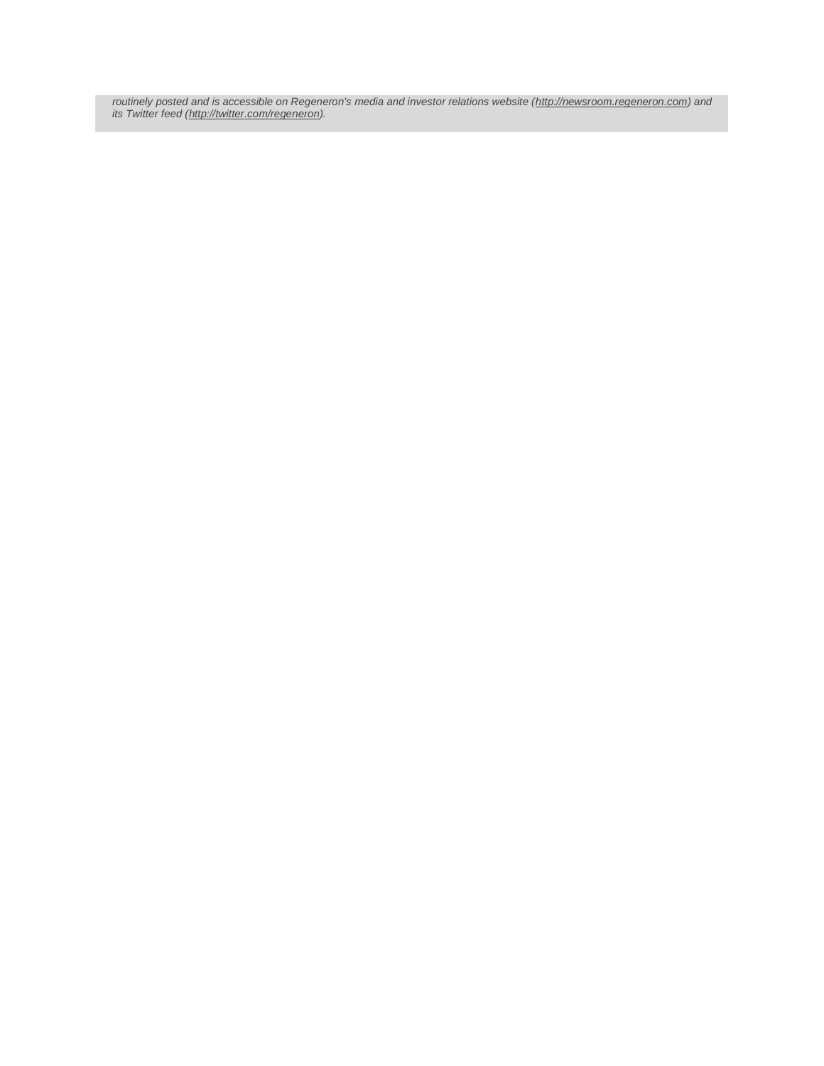*routinely posted and is accessible on Regeneron's media and investor relations website ([http://newsroom.regeneron.com](http://newsroom.regeneron.com)) and its Twitter feed ([http://twitter.com/regeneron](http://twitter.com/regeneron)).*